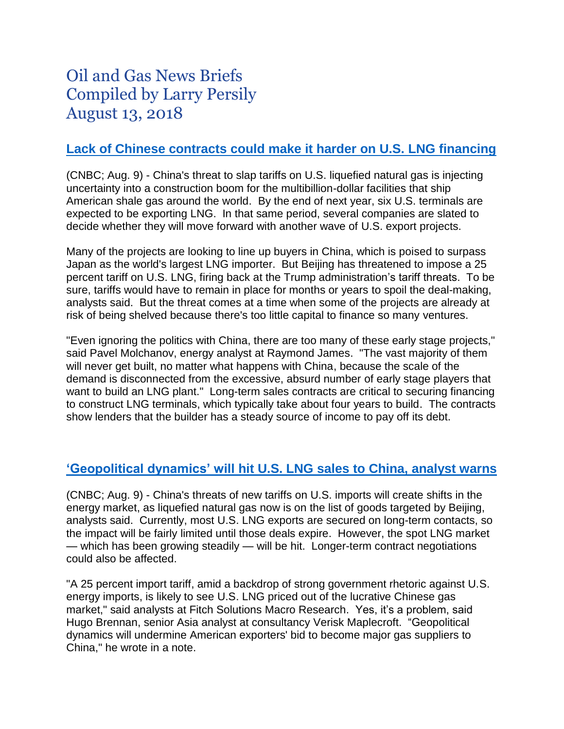# Oil and Gas News Briefs
# Compiled by Larry Persily
# August 13, 2018

## Lack of Chinese contracts could make it harder on U.S. LNG financing

(CNBC; Aug. 9) - China's threat to slap tariffs on U.S. liquefied natural gas is injecting uncertainty into a construction boom for the multibillion-dollar facilities that ship American shale gas around the world. By the end of next year, six U.S. terminals are expected to be exporting LNG. In that same period, several companies are slated to decide whether they will move forward with another wave of U.S. export projects.

Many of the projects are looking to line up buyers in China, which is poised to surpass Japan as the world's largest LNG importer. But Beijing has threatened to impose a 25 percent tariff on U.S. LNG, firing back at the Trump administration's tariff threats. To be sure, tariffs would have to remain in place for months or years to spoil the deal-making, analysts said. But the threat comes at a time when some of the projects are already at risk of being shelved because there's too little capital to finance so many ventures.

"Even ignoring the politics with China, there are too many of these early stage projects," said Pavel Molchanov, energy analyst at Raymond James. "The vast majority of them will never get built, no matter what happens with China, because the scale of the demand is disconnected from the excessive, absurd number of early stage players that want to build an LNG plant." Long-term sales contracts are critical to securing financing to construct LNG terminals, which typically take about four years to build. The contracts show lenders that the builder has a steady source of income to pay off its debt.

## 'Geopolitical dynamics' will hit U.S. LNG sales to China, analyst warns

(CNBC; Aug. 9) - China's threats of new tariffs on U.S. imports will create shifts in the energy market, as liquefied natural gas now is on the list of goods targeted by Beijing, analysts said. Currently, most U.S. LNG exports are secured on long-term contacts, so the impact will be fairly limited until those deals expire. However, the spot LNG market — which has been growing steadily — will be hit. Longer-term contract negotiations could also be affected.

"A 25 percent import tariff, amid a backdrop of strong government rhetoric against U.S. energy imports, is likely to see U.S. LNG priced out of the lucrative Chinese gas market," said analysts at Fitch Solutions Macro Research. Yes, it's a problem, said Hugo Brennan, senior Asia analyst at consultancy Verisk Maplecroft. "Geopolitical dynamics will undermine American exporters' bid to become major gas suppliers to China," he wrote in a note.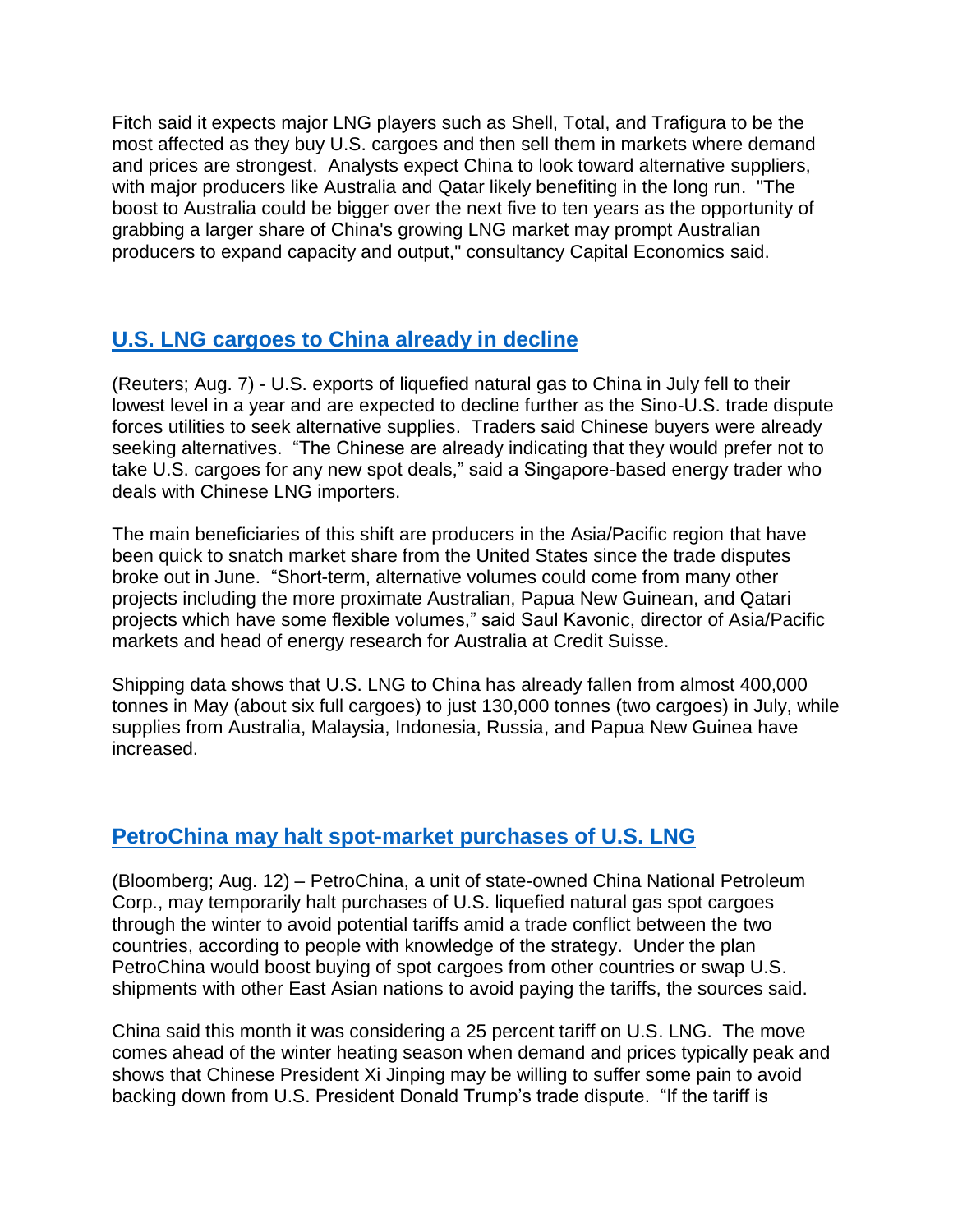Fitch said it expects major LNG players such as Shell, Total, and Trafigura to be the most affected as they buy U.S. cargoes and then sell them in markets where demand and prices are strongest. Analysts expect China to look toward alternative suppliers, with major producers like Australia and Qatar likely benefiting in the long run. "The boost to Australia could be bigger over the next five to ten years as the opportunity of grabbing a larger share of China's growing LNG market may prompt Australian producers to expand capacity and output," consultancy Capital Economics said.

## U.S. LNG cargoes to China already in decline

(Reuters; Aug. 7) - U.S. exports of liquefied natural gas to China in July fell to their lowest level in a year and are expected to decline further as the Sino-U.S. trade dispute forces utilities to seek alternative supplies. Traders said Chinese buyers were already seeking alternatives. "The Chinese are already indicating that they would prefer not to take U.S. cargoes for any new spot deals," said a Singapore-based energy trader who deals with Chinese LNG importers.

The main beneficiaries of this shift are producers in the Asia/Pacific region that have been quick to snatch market share from the United States since the trade disputes broke out in June. "Short-term, alternative volumes could come from many other projects including the more proximate Australian, Papua New Guinean, and Qatari projects which have some flexible volumes," said Saul Kavonic, director of Asia/Pacific markets and head of energy research for Australia at Credit Suisse.

Shipping data shows that U.S. LNG to China has already fallen from almost 400,000 tonnes in May (about six full cargoes) to just 130,000 tonnes (two cargoes) in July, while supplies from Australia, Malaysia, Indonesia, Russia, and Papua New Guinea have increased.

## PetroChina may halt spot-market purchases of U.S. LNG

(Bloomberg; Aug. 12) – PetroChina, a unit of state-owned China National Petroleum Corp., may temporarily halt purchases of U.S. liquefied natural gas spot cargoes through the winter to avoid potential tariffs amid a trade conflict between the two countries, according to people with knowledge of the strategy. Under the plan PetroChina would boost buying of spot cargoes from other countries or swap U.S. shipments with other East Asian nations to avoid paying the tariffs, the sources said.

China said this month it was considering a 25 percent tariff on U.S. LNG. The move comes ahead of the winter heating season when demand and prices typically peak and shows that Chinese President Xi Jinping may be willing to suffer some pain to avoid backing down from U.S. President Donald Trump's trade dispute. "If the tariff is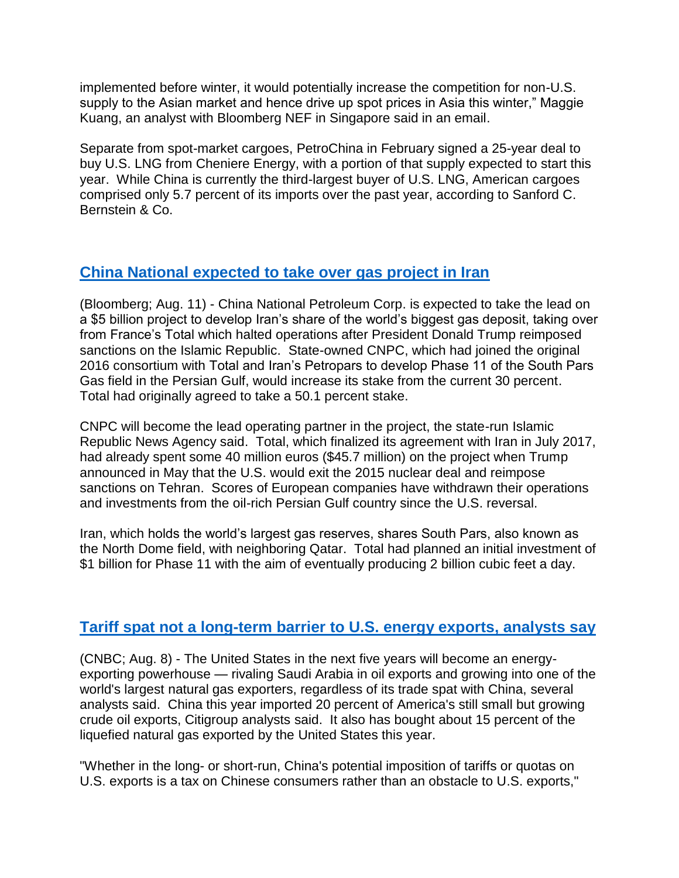implemented before winter, it would potentially increase the competition for non-U.S. supply to the Asian market and hence drive up spot prices in Asia this winter," Maggie Kuang, an analyst with Bloomberg NEF in Singapore said in an email.

Separate from spot-market cargoes, PetroChina in February signed a 25-year deal to buy U.S. LNG from Cheniere Energy, with a portion of that supply expected to start this year. While China is currently the third-largest buyer of U.S. LNG, American cargoes comprised only 5.7 percent of its imports over the past year, according to Sanford C. Bernstein & Co.

## China National expected to take over gas project in Iran

(Bloomberg; Aug. 11) - China National Petroleum Corp. is expected to take the lead on a $5 billion project to develop Iran's share of the world's biggest gas deposit, taking over from France's Total which halted operations after President Donald Trump reimposed sanctions on the Islamic Republic. State-owned CNPC, which had joined the original 2016 consortium with Total and Iran's Petropars to develop Phase 11 of the South Pars Gas field in the Persian Gulf, would increase its stake from the current 30 percent. Total had originally agreed to take a 50.1 percent stake.

CNPC will become the lead operating partner in the project, the state-run Islamic Republic News Agency said. Total, which finalized its agreement with Iran in July 2017, had already spent some 40 million euros ($45.7 million) on the project when Trump announced in May that the U.S. would exit the 2015 nuclear deal and reimpose sanctions on Tehran. Scores of European companies have withdrawn their operations and investments from the oil-rich Persian Gulf country since the U.S. reversal.

Iran, which holds the world's largest gas reserves, shares South Pars, also known as the North Dome field, with neighboring Qatar. Total had planned an initial investment of $1 billion for Phase 11 with the aim of eventually producing 2 billion cubic feet a day.

## Tariff spat not a long-term barrier to U.S. energy exports, analysts say

(CNBC; Aug. 8) - The United States in the next five years will become an energy-exporting powerhouse — rivaling Saudi Arabia in oil exports and growing into one of the world's largest natural gas exporters, regardless of its trade spat with China, several analysts said. China this year imported 20 percent of America's still small but growing crude oil exports, Citigroup analysts said. It also has bought about 15 percent of the liquefied natural gas exported by the United States this year.

"Whether in the long- or short-run, China's potential imposition of tariffs or quotas on U.S. exports is a tax on Chinese consumers rather than an obstacle to U.S. exports,"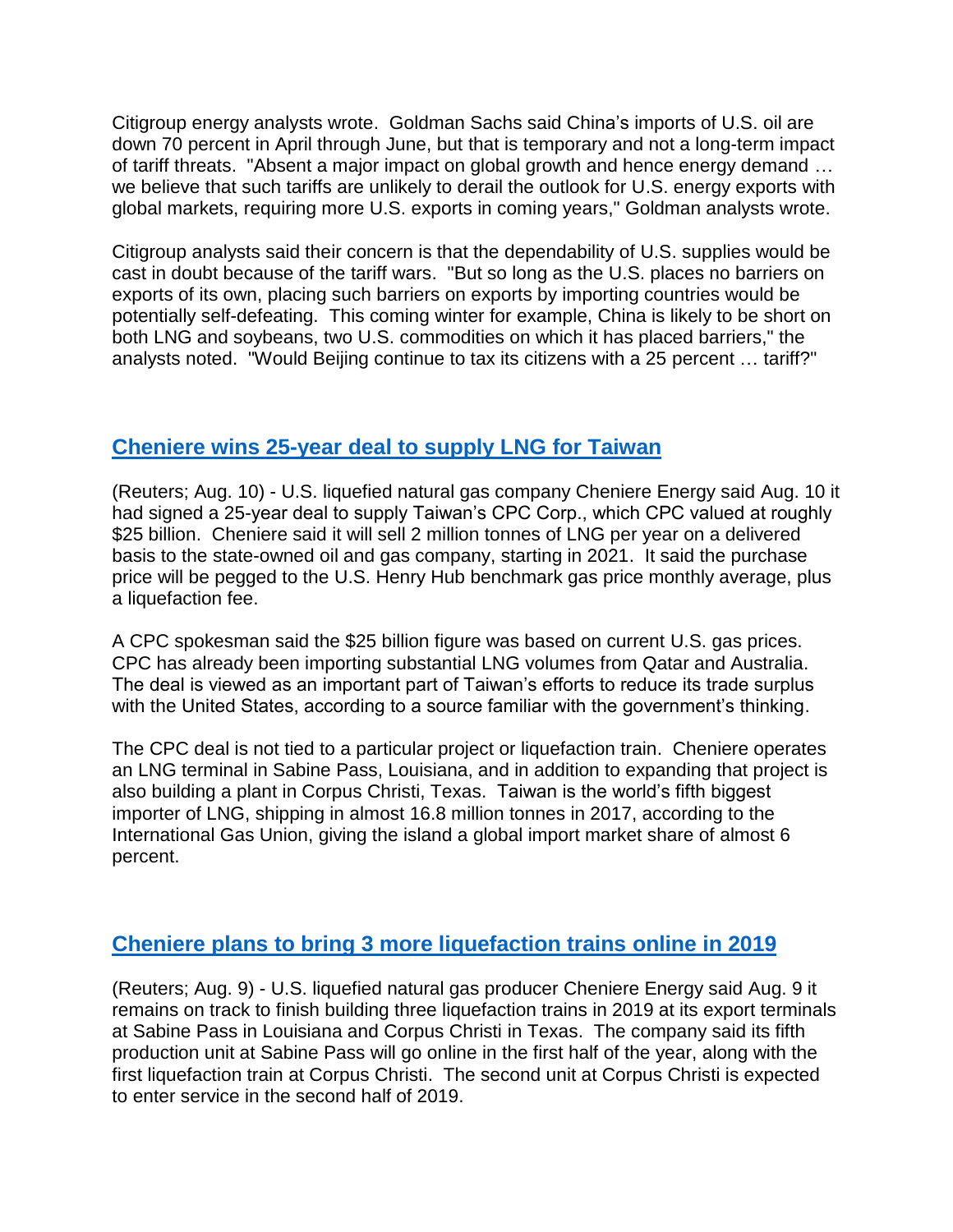Citigroup energy analysts wrote. Goldman Sachs said China's imports of U.S. oil are down 70 percent in April through June, but that is temporary and not a long-term impact of tariff threats. "Absent a major impact on global growth and hence energy demand … we believe that such tariffs are unlikely to derail the outlook for U.S. energy exports with global markets, requiring more U.S. exports in coming years," Goldman analysts wrote.

Citigroup analysts said their concern is that the dependability of U.S. supplies would be cast in doubt because of the tariff wars. "But so long as the U.S. places no barriers on exports of its own, placing such barriers on exports by importing countries would be potentially self-defeating. This coming winter for example, China is likely to be short on both LNG and soybeans, two U.S. commodities on which it has placed barriers," the analysts noted. "Would Beijing continue to tax its citizens with a 25 percent … tariff?"

## Cheniere wins 25-year deal to supply LNG for Taiwan

(Reuters; Aug. 10) - U.S. liquefied natural gas company Cheniere Energy said Aug. 10 it had signed a 25-year deal to supply Taiwan's CPC Corp., which CPC valued at roughly $25 billion. Cheniere said it will sell 2 million tonnes of LNG per year on a delivered basis to the state-owned oil and gas company, starting in 2021. It said the purchase price will be pegged to the U.S. Henry Hub benchmark gas price monthly average, plus a liquefaction fee.

A CPC spokesman said the $25 billion figure was based on current U.S. gas prices. CPC has already been importing substantial LNG volumes from Qatar and Australia. The deal is viewed as an important part of Taiwan's efforts to reduce its trade surplus with the United States, according to a source familiar with the government's thinking.

The CPC deal is not tied to a particular project or liquefaction train. Cheniere operates an LNG terminal in Sabine Pass, Louisiana, and in addition to expanding that project is also building a plant in Corpus Christi, Texas. Taiwan is the world's fifth biggest importer of LNG, shipping in almost 16.8 million tonnes in 2017, according to the International Gas Union, giving the island a global import market share of almost 6 percent.

## Cheniere plans to bring 3 more liquefaction trains online in 2019

(Reuters; Aug. 9) - U.S. liquefied natural gas producer Cheniere Energy said Aug. 9 it remains on track to finish building three liquefaction trains in 2019 at its export terminals at Sabine Pass in Louisiana and Corpus Christi in Texas. The company said its fifth production unit at Sabine Pass will go online in the first half of the year, along with the first liquefaction train at Corpus Christi. The second unit at Corpus Christi is expected to enter service in the second half of 2019.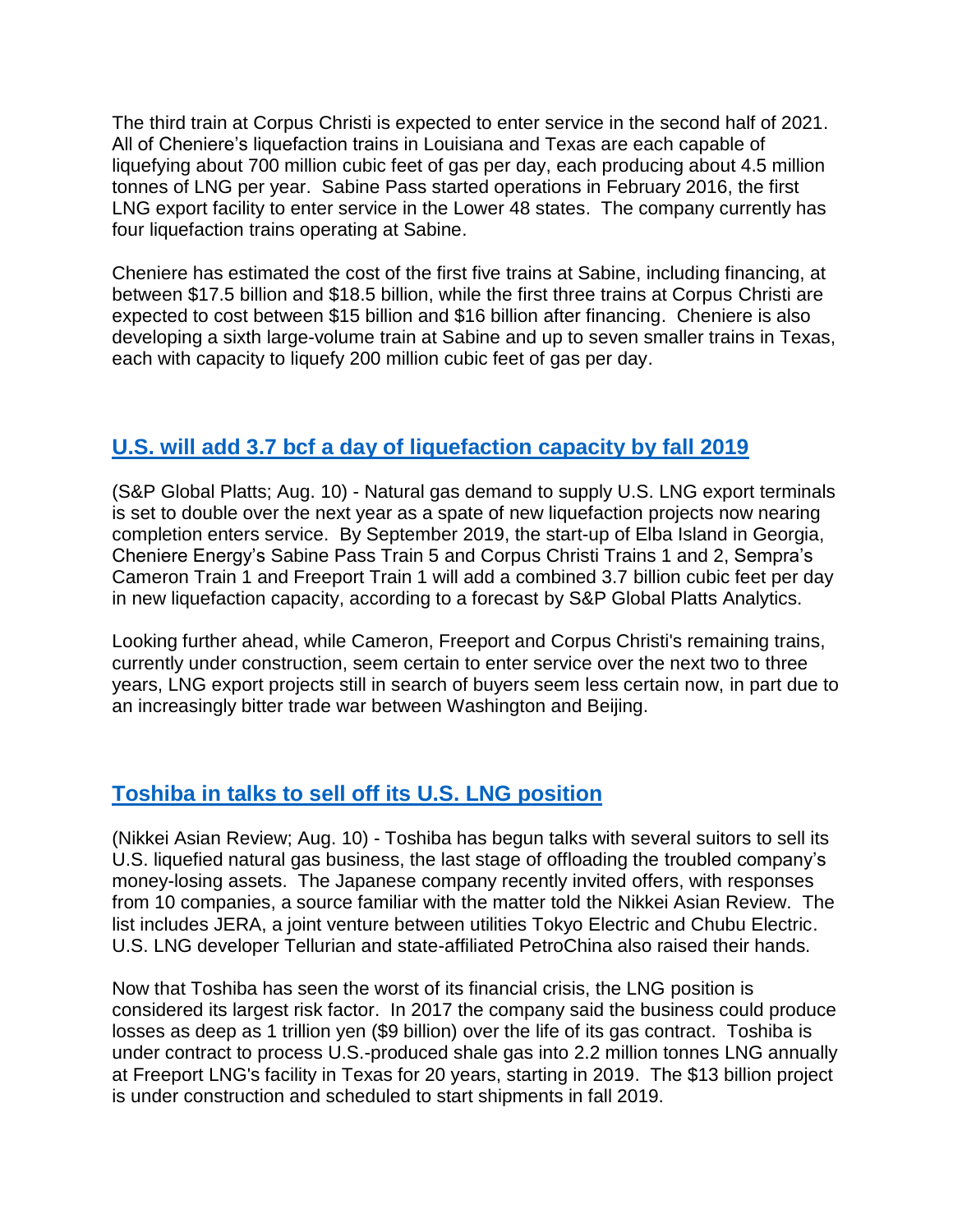The third train at Corpus Christi is expected to enter service in the second half of 2021. All of Cheniere's liquefaction trains in Louisiana and Texas are each capable of liquefying about 700 million cubic feet of gas per day, each producing about 4.5 million tonnes of LNG per year. Sabine Pass started operations in February 2016, the first LNG export facility to enter service in the Lower 48 states. The company currently has four liquefaction trains operating at Sabine.

Cheniere has estimated the cost of the first five trains at Sabine, including financing, at between $17.5 billion and $18.5 billion, while the first three trains at Corpus Christi are expected to cost between $15 billion and $16 billion after financing. Cheniere is also developing a sixth large-volume train at Sabine and up to seven smaller trains in Texas, each with capacity to liquefy 200 million cubic feet of gas per day.

## U.S. will add 3.7 bcf a day of liquefaction capacity by fall 2019

(S&P Global Platts; Aug. 10) - Natural gas demand to supply U.S. LNG export terminals is set to double over the next year as a spate of new liquefaction projects now nearing completion enters service. By September 2019, the start-up of Elba Island in Georgia, Cheniere Energy's Sabine Pass Train 5 and Corpus Christi Trains 1 and 2, Sempra's Cameron Train 1 and Freeport Train 1 will add a combined 3.7 billion cubic feet per day in new liquefaction capacity, according to a forecast by S&P Global Platts Analytics.

Looking further ahead, while Cameron, Freeport and Corpus Christi's remaining trains, currently under construction, seem certain to enter service over the next two to three years, LNG export projects still in search of buyers seem less certain now, in part due to an increasingly bitter trade war between Washington and Beijing.

## Toshiba in talks to sell off its U.S. LNG position

(Nikkei Asian Review; Aug. 10) - Toshiba has begun talks with several suitors to sell its U.S. liquefied natural gas business, the last stage of offloading the troubled company's money-losing assets. The Japanese company recently invited offers, with responses from 10 companies, a source familiar with the matter told the Nikkei Asian Review. The list includes JERA, a joint venture between utilities Tokyo Electric and Chubu Electric. U.S. LNG developer Tellurian and state-affiliated PetroChina also raised their hands.

Now that Toshiba has seen the worst of its financial crisis, the LNG position is considered its largest risk factor. In 2017 the company said the business could produce losses as deep as 1 trillion yen ($9 billion) over the life of its gas contract. Toshiba is under contract to process U.S.-produced shale gas into 2.2 million tonnes LNG annually at Freeport LNG's facility in Texas for 20 years, starting in 2019. The $13 billion project is under construction and scheduled to start shipments in fall 2019.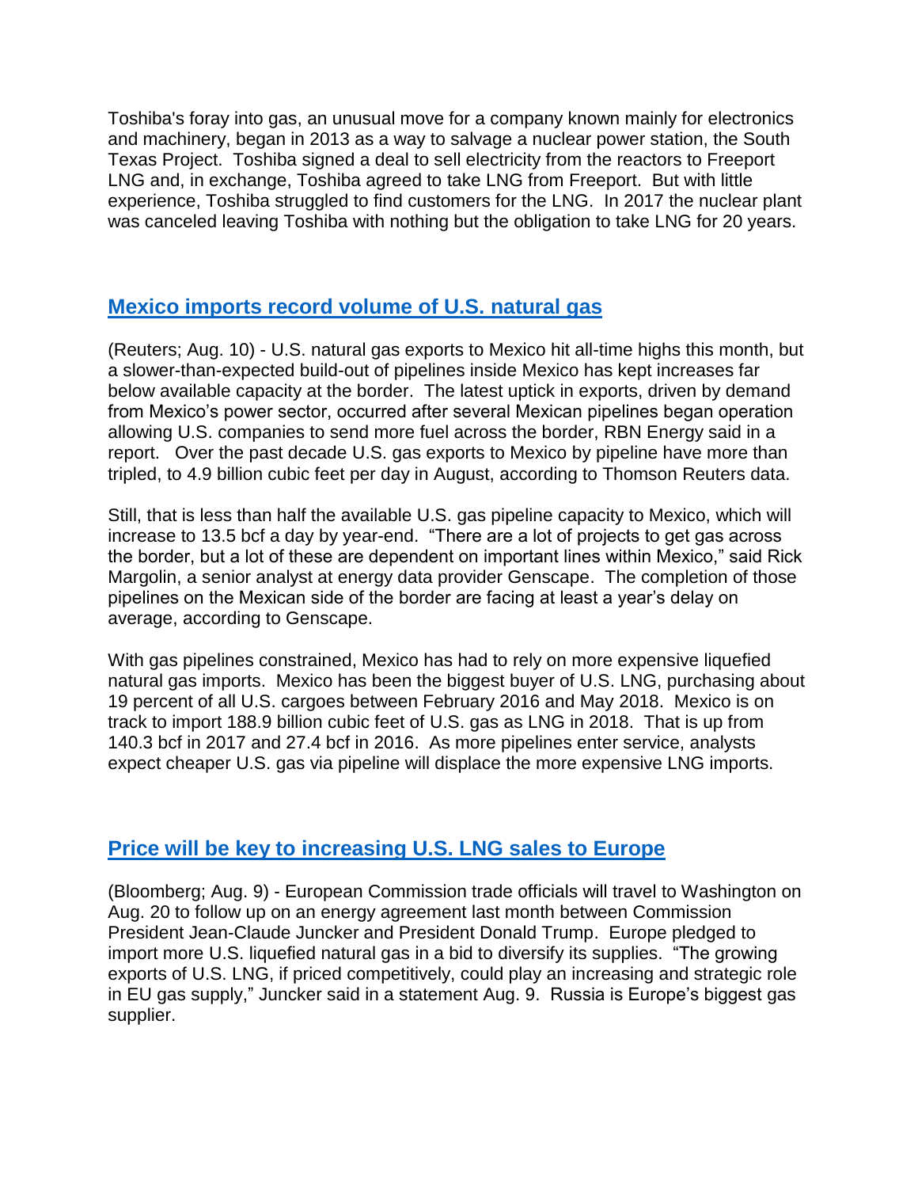Toshiba's foray into gas, an unusual move for a company known mainly for electronics and machinery, began in 2013 as a way to salvage a nuclear power station, the South Texas Project. Toshiba signed a deal to sell electricity from the reactors to Freeport LNG and, in exchange, Toshiba agreed to take LNG from Freeport. But with little experience, Toshiba struggled to find customers for the LNG. In 2017 the nuclear plant was canceled leaving Toshiba with nothing but the obligation to take LNG for 20 years.

## Mexico imports record volume of U.S. natural gas

(Reuters; Aug. 10) - U.S. natural gas exports to Mexico hit all-time highs this month, but a slower-than-expected build-out of pipelines inside Mexico has kept increases far below available capacity at the border. The latest uptick in exports, driven by demand from Mexico's power sector, occurred after several Mexican pipelines began operation allowing U.S. companies to send more fuel across the border, RBN Energy said in a report. Over the past decade U.S. gas exports to Mexico by pipeline have more than tripled, to 4.9 billion cubic feet per day in August, according to Thomson Reuters data.

Still, that is less than half the available U.S. gas pipeline capacity to Mexico, which will increase to 13.5 bcf a day by year-end. "There are a lot of projects to get gas across the border, but a lot of these are dependent on important lines within Mexico," said Rick Margolin, a senior analyst at energy data provider Genscape. The completion of those pipelines on the Mexican side of the border are facing at least a year's delay on average, according to Genscape.

With gas pipelines constrained, Mexico has had to rely on more expensive liquefied natural gas imports. Mexico has been the biggest buyer of U.S. LNG, purchasing about 19 percent of all U.S. cargoes between February 2016 and May 2018. Mexico is on track to import 188.9 billion cubic feet of U.S. gas as LNG in 2018. That is up from 140.3 bcf in 2017 and 27.4 bcf in 2016. As more pipelines enter service, analysts expect cheaper U.S. gas via pipeline will displace the more expensive LNG imports.

## Price will be key to increasing U.S. LNG sales to Europe

(Bloomberg; Aug. 9) - European Commission trade officials will travel to Washington on Aug. 20 to follow up on an energy agreement last month between Commission President Jean-Claude Juncker and President Donald Trump. Europe pledged to import more U.S. liquefied natural gas in a bid to diversify its supplies. "The growing exports of U.S. LNG, if priced competitively, could play an increasing and strategic role in EU gas supply," Juncker said in a statement Aug. 9. Russia is Europe's biggest gas supplier.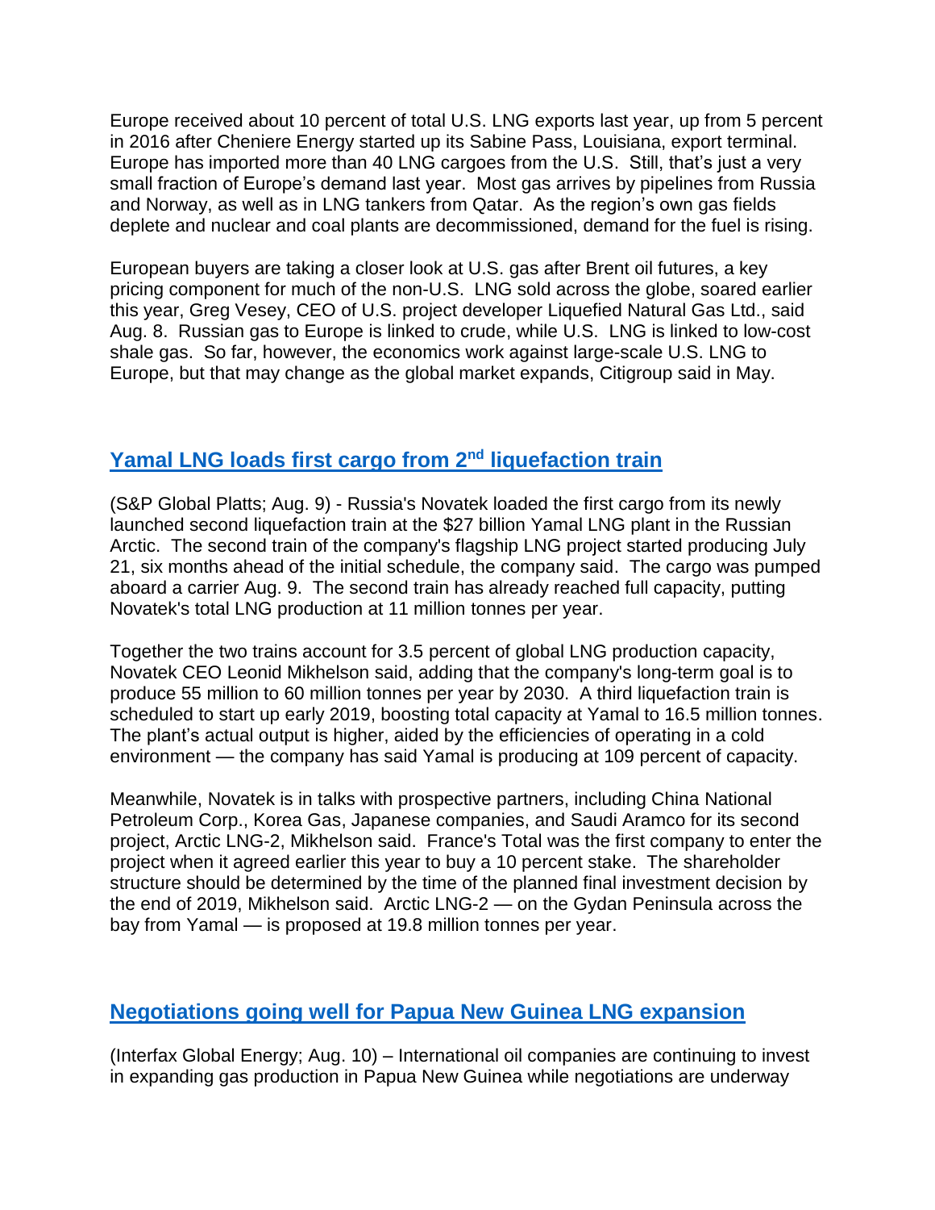Europe received about 10 percent of total U.S. LNG exports last year, up from 5 percent in 2016 after Cheniere Energy started up its Sabine Pass, Louisiana, export terminal. Europe has imported more than 40 LNG cargoes from the U.S. Still, that's just a very small fraction of Europe's demand last year. Most gas arrives by pipelines from Russia and Norway, as well as in LNG tankers from Qatar. As the region's own gas fields deplete and nuclear and coal plants are decommissioned, demand for the fuel is rising.

European buyers are taking a closer look at U.S. gas after Brent oil futures, a key pricing component for much of the non-U.S. LNG sold across the globe, soared earlier this year, Greg Vesey, CEO of U.S. project developer Liquefied Natural Gas Ltd., said Aug. 8. Russian gas to Europe is linked to crude, while U.S. LNG is linked to low-cost shale gas. So far, however, the economics work against large-scale U.S. LNG to Europe, but that may change as the global market expands, Citigroup said in May.

## Yamal LNG loads first cargo from 2nd liquefaction train

(S&P Global Platts; Aug. 9) - Russia's Novatek loaded the first cargo from its newly launched second liquefaction train at the $27 billion Yamal LNG plant in the Russian Arctic. The second train of the company's flagship LNG project started producing July 21, six months ahead of the initial schedule, the company said. The cargo was pumped aboard a carrier Aug. 9. The second train has already reached full capacity, putting Novatek's total LNG production at 11 million tonnes per year.

Together the two trains account for 3.5 percent of global LNG production capacity, Novatek CEO Leonid Mikhelson said, adding that the company's long-term goal is to produce 55 million to 60 million tonnes per year by 2030. A third liquefaction train is scheduled to start up early 2019, boosting total capacity at Yamal to 16.5 million tonnes. The plant's actual output is higher, aided by the efficiencies of operating in a cold environment — the company has said Yamal is producing at 109 percent of capacity.

Meanwhile, Novatek is in talks with prospective partners, including China National Petroleum Corp., Korea Gas, Japanese companies, and Saudi Aramco for its second project, Arctic LNG-2, Mikhelson said. France's Total was the first company to enter the project when it agreed earlier this year to buy a 10 percent stake. The shareholder structure should be determined by the time of the planned final investment decision by the end of 2019, Mikhelson said. Arctic LNG-2 — on the Gydan Peninsula across the bay from Yamal — is proposed at 19.8 million tonnes per year.

## Negotiations going well for Papua New Guinea LNG expansion

(Interfax Global Energy; Aug. 10) – International oil companies are continuing to invest in expanding gas production in Papua New Guinea while negotiations are underway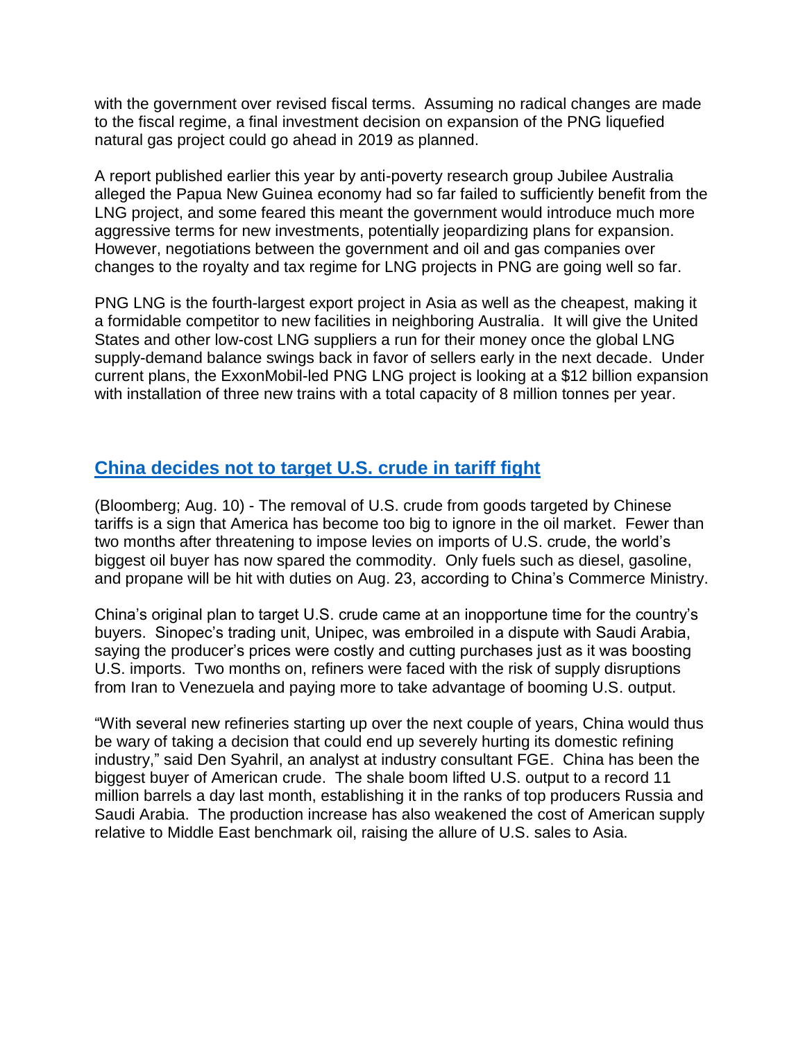with the government over revised fiscal terms. Assuming no radical changes are made to the fiscal regime, a final investment decision on expansion of the PNG liquefied natural gas project could go ahead in 2019 as planned.

A report published earlier this year by anti-poverty research group Jubilee Australia alleged the Papua New Guinea economy had so far failed to sufficiently benefit from the LNG project, and some feared this meant the government would introduce much more aggressive terms for new investments, potentially jeopardizing plans for expansion. However, negotiations between the government and oil and gas companies over changes to the royalty and tax regime for LNG projects in PNG are going well so far.

PNG LNG is the fourth-largest export project in Asia as well as the cheapest, making it a formidable competitor to new facilities in neighboring Australia. It will give the United States and other low-cost LNG suppliers a run for their money once the global LNG supply-demand balance swings back in favor of sellers early in the next decade. Under current plans, the ExxonMobil-led PNG LNG project is looking at a $12 billion expansion with installation of three new trains with a total capacity of 8 million tonnes per year.

## China decides not to target U.S. crude in tariff fight

(Bloomberg; Aug. 10) - The removal of U.S. crude from goods targeted by Chinese tariffs is a sign that America has become too big to ignore in the oil market. Fewer than two months after threatening to impose levies on imports of U.S. crude, the world's biggest oil buyer has now spared the commodity. Only fuels such as diesel, gasoline, and propane will be hit with duties on Aug. 23, according to China's Commerce Ministry.

China's original plan to target U.S. crude came at an inopportune time for the country's buyers. Sinopec's trading unit, Unipec, was embroiled in a dispute with Saudi Arabia, saying the producer's prices were costly and cutting purchases just as it was boosting U.S. imports. Two months on, refiners were faced with the risk of supply disruptions from Iran to Venezuela and paying more to take advantage of booming U.S. output.

"With several new refineries starting up over the next couple of years, China would thus be wary of taking a decision that could end up severely hurting its domestic refining industry," said Den Syahril, an analyst at industry consultant FGE. China has been the biggest buyer of American crude. The shale boom lifted U.S. output to a record 11 million barrels a day last month, establishing it in the ranks of top producers Russia and Saudi Arabia. The production increase has also weakened the cost of American supply relative to Middle East benchmark oil, raising the allure of U.S. sales to Asia.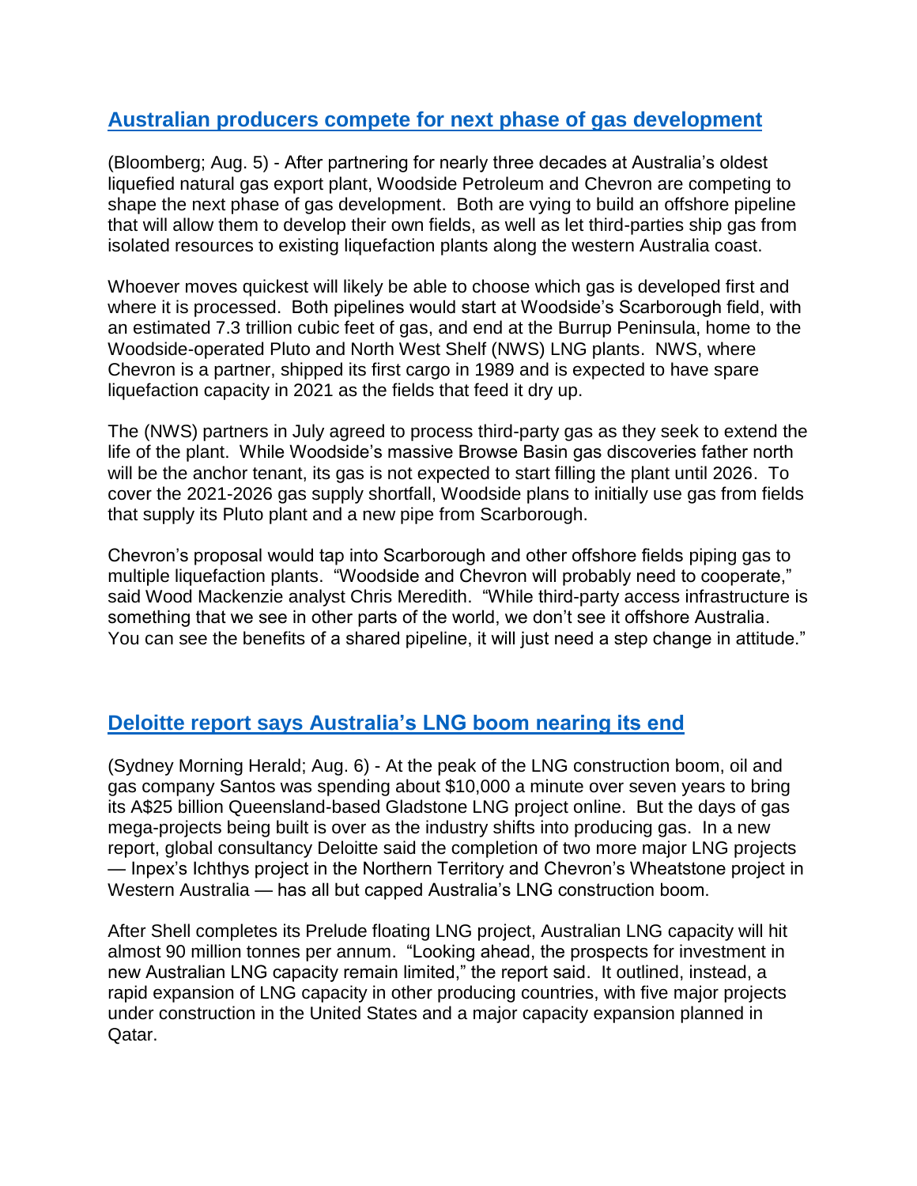## [Australian producers compete for next phase of gas development](#)

(Bloomberg; Aug. 5) - After partnering for nearly three decades at Australia's oldest liquefied natural gas export plant, Woodside Petroleum and Chevron are competing to shape the next phase of gas development. Both are vying to build an offshore pipeline that will allow them to develop their own fields, as well as let third-parties ship gas from isolated resources to existing liquefaction plants along the western Australia coast.

Whoever moves quickest will likely be able to choose which gas is developed first and where it is processed. Both pipelines would start at Woodside's Scarborough field, with an estimated 7.3 trillion cubic feet of gas, and end at the Burrup Peninsula, home to the Woodside-operated Pluto and North West Shelf (NWS) LNG plants. NWS, where Chevron is a partner, shipped its first cargo in 1989 and is expected to have spare liquefaction capacity in 2021 as the fields that feed it dry up.

The (NWS) partners in July agreed to process third-party gas as they seek to extend the life of the plant. While Woodside's massive Browse Basin gas discoveries father north will be the anchor tenant, its gas is not expected to start filling the plant until 2026. To cover the 2021-2026 gas supply shortfall, Woodside plans to initially use gas from fields that supply its Pluto plant and a new pipe from Scarborough.

Chevron's proposal would tap into Scarborough and other offshore fields piping gas to multiple liquefaction plants. "Woodside and Chevron will probably need to cooperate," said Wood Mackenzie analyst Chris Meredith. "While third-party access infrastructure is something that we see in other parts of the world, we don't see it offshore Australia. You can see the benefits of a shared pipeline, it will just need a step change in attitude."

## [Deloitte report says Australia's LNG boom nearing its end](#)

(Sydney Morning Herald; Aug. 6) - At the peak of the LNG construction boom, oil and gas company Santos was spending about $10,000 a minute over seven years to bring its A$25 billion Queensland-based Gladstone LNG project online. But the days of gas mega-projects being built is over as the industry shifts into producing gas. In a new report, global consultancy Deloitte said the completion of two more major LNG projects — Inpex's Ichthys project in the Northern Territory and Chevron's Wheatstone project in Western Australia — has all but capped Australia's LNG construction boom.

After Shell completes its Prelude floating LNG project, Australian LNG capacity will hit almost 90 million tonnes per annum. "Looking ahead, the prospects for investment in new Australian LNG capacity remain limited," the report said. It outlined, instead, a rapid expansion of LNG capacity in other producing countries, with five major projects under construction in the United States and a major capacity expansion planned in Qatar.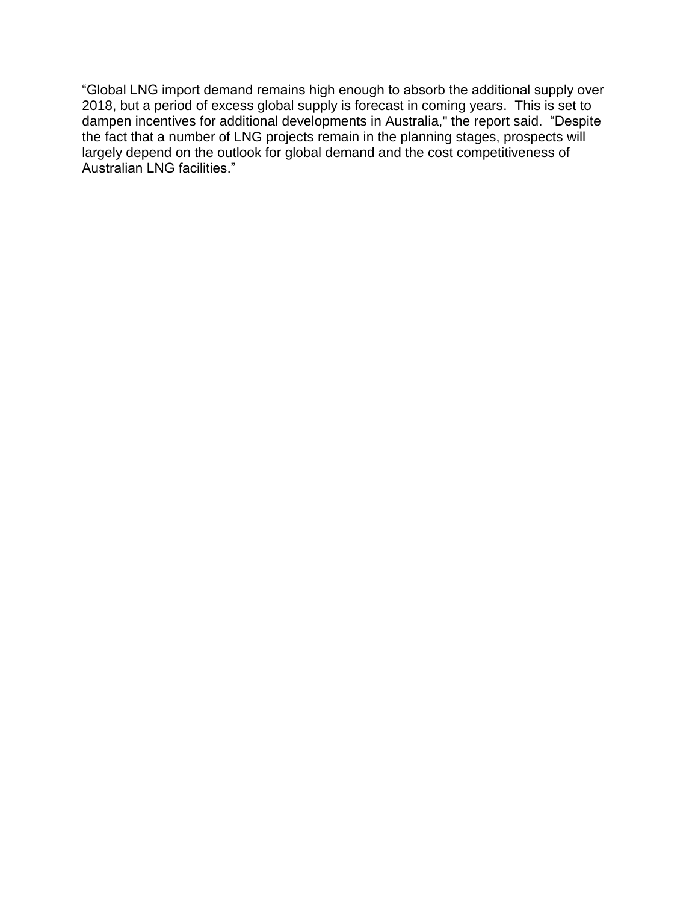“Global LNG import demand remains high enough to absorb the additional supply over 2018, but a period of excess global supply is forecast in coming years.  This is set to dampen incentives for additional developments in Australia," the report said.  “Despite the fact that a number of LNG projects remain in the planning stages, prospects will largely depend on the outlook for global demand and the cost competitiveness of Australian LNG facilities.”